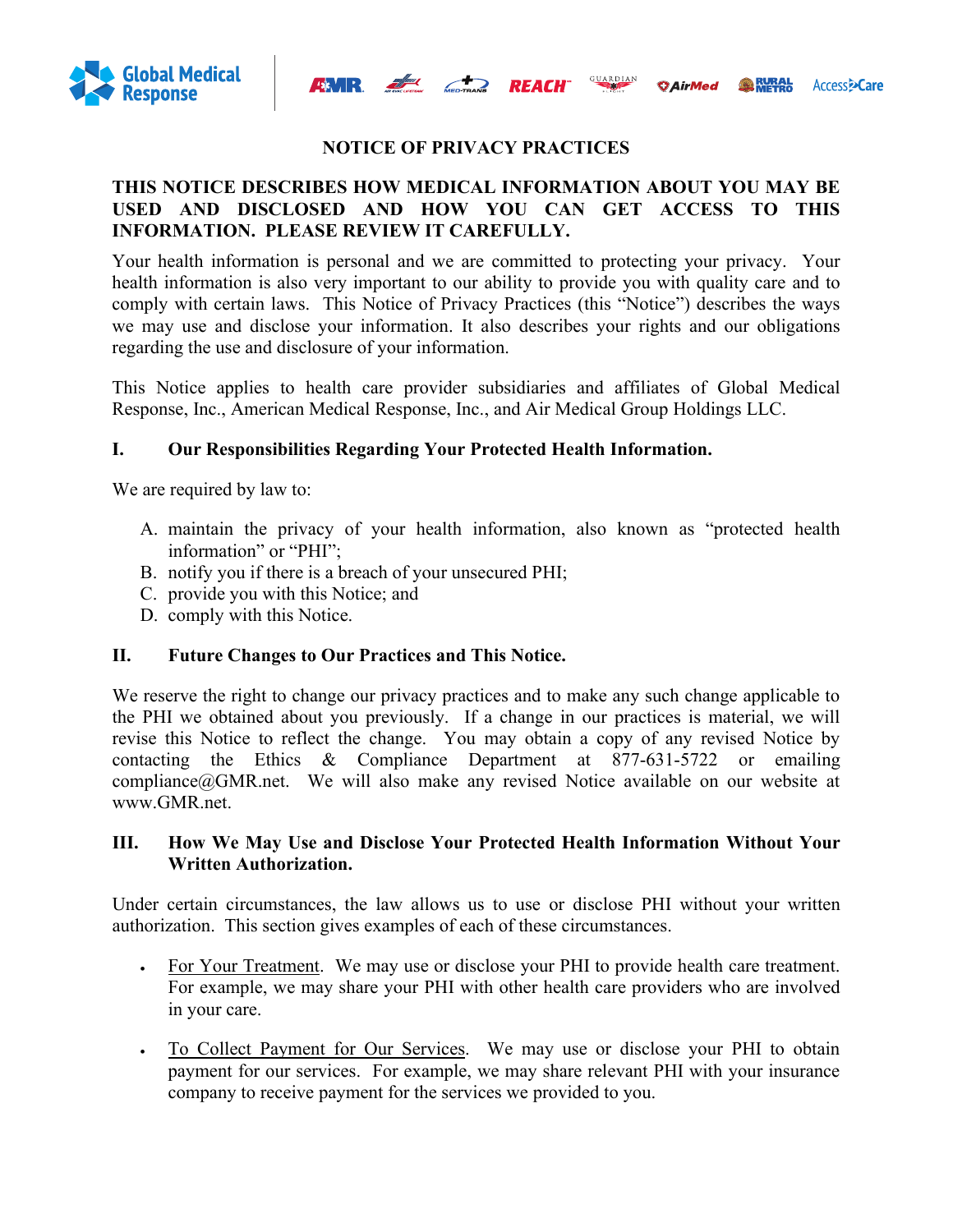# NOTICE OF PRIVACY PRACTICES

**THIS NOTICE DESCRIBES HOW MEDICAL INFORMATION ABOUT YOU MAY BE USED AND DISCLOSED AND HOW YOU CAN GET ACCESS TO THIS INFORMATION. PLEASE REVIEW IT CAREFULLY.**

Your health information is personal and we are committed to protecting your privacy. Your health information is also very important to our ability to provide you with quality care and to comply with certain laws. This Notice of Privacy Practices (this "Notice") describes the ways we may use and disclose your information. It also describes your rights and our obligations regarding the use and disclosure of your information.

This Notice applies to health care provider subsidiaries and affiliates of Global Medical Response, Inc., American Medical Response, Inc., and Air Medical Group Holdings LLC.

## I. Our Responsibilities Regarding Your Protected Health Information.

We are required by law to:

A. maintain the privacy of your health information, also known as "protected health information" or "PHI";
B. notify you if there is a breach of your unsecured PHI;
C. provide you with this Notice; and
D. comply with this Notice.

## II. Future Changes to Our Practices and This Notice.

We reserve the right to change our privacy practices and to make any such change applicable to the PHI we obtained about you previously. If a change in our practices is material, we will revise this Notice to reflect the change. You may obtain a copy of any revised Notice by contacting the Ethics & Compliance Department at 877-631-5722 or emailing compliance@GMR.net. We will also make any revised Notice available on our website at www.GMR.net.

## III. How We May Use and Disclose Your Protected Health Information Without Your Written Authorization.

Under certain circumstances, the law allows us to use or disclose PHI without your written authorization. This section gives examples of each of these circumstances.

- For Your Treatment. We may use or disclose your PHI to provide health care treatment. For example, we may share your PHI with other health care providers who are involved in your care.

- To Collect Payment for Our Services. We may use or disclose your PHI to obtain payment for our services. For example, we may share relevant PHI with your insurance company to receive payment for the services we provided to you.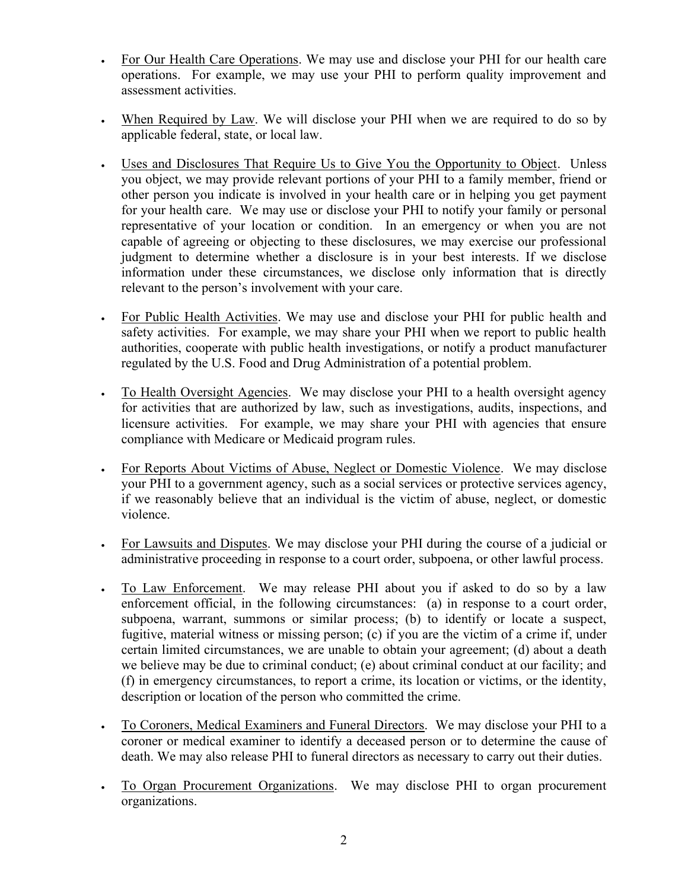- For Our Health Care Operations. We may use and disclose your PHI for our health care operations. For example, we may use your PHI to perform quality improvement and assessment activities.

- When Required by Law. We will disclose your PHI when we are required to do so by applicable federal, state, or local law.

- Uses and Disclosures That Require Us to Give You the Opportunity to Object. Unless you object, we may provide relevant portions of your PHI to a family member, friend or other person you indicate is involved in your health care or in helping you get payment for your health care. We may use or disclose your PHI to notify your family or personal representative of your location or condition. In an emergency or when you are not capable of agreeing or objecting to these disclosures, we may exercise our professional judgment to determine whether a disclosure is in your best interests. If we disclose information under these circumstances, we disclose only information that is directly relevant to the person's involvement with your care.

- For Public Health Activities. We may use and disclose your PHI for public health and safety activities. For example, we may share your PHI when we report to public health authorities, cooperate with public health investigations, or notify a product manufacturer regulated by the U.S. Food and Drug Administration of a potential problem.

- To Health Oversight Agencies. We may disclose your PHI to a health oversight agency for activities that are authorized by law, such as investigations, audits, inspections, and licensure activities. For example, we may share your PHI with agencies that ensure compliance with Medicare or Medicaid program rules.

- For Reports About Victims of Abuse, Neglect or Domestic Violence. We may disclose your PHI to a government agency, such as a social services or protective services agency, if we reasonably believe that an individual is the victim of abuse, neglect, or domestic violence.

- For Lawsuits and Disputes. We may disclose your PHI during the course of a judicial or administrative proceeding in response to a court order, subpoena, or other lawful process.

- To Law Enforcement. We may release PHI about you if asked to do so by a law enforcement official, in the following circumstances: (a) in response to a court order, subpoena, warrant, summons or similar process; (b) to identify or locate a suspect, fugitive, material witness or missing person; (c) if you are the victim of a crime if, under certain limited circumstances, we are unable to obtain your agreement; (d) about a death we believe may be due to criminal conduct; (e) about criminal conduct at our facility; and (f) in emergency circumstances, to report a crime, its location or victims, or the identity, description or location of the person who committed the crime.

- To Coroners, Medical Examiners and Funeral Directors. We may disclose your PHI to a coroner or medical examiner to identify a deceased person or to determine the cause of death. We may also release PHI to funeral directors as necessary to carry out their duties.

- To Organ Procurement Organizations. We may disclose PHI to organ procurement organizations.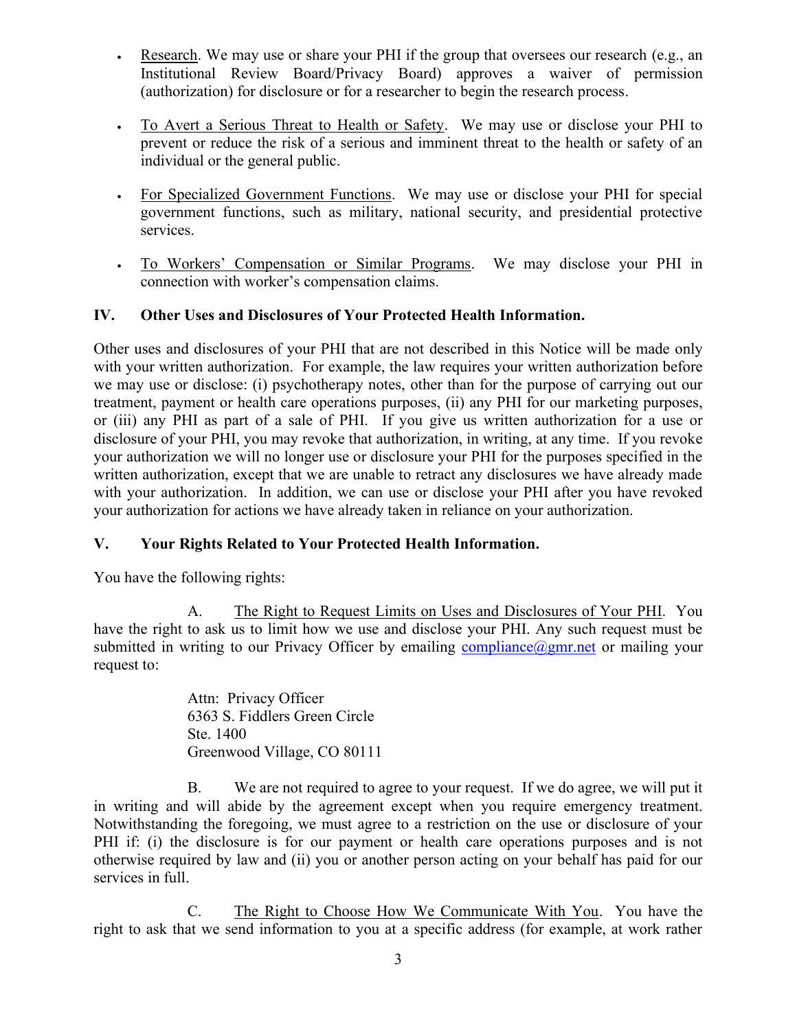- Research. We may use or share your PHI if the group that oversees our research (e.g., an Institutional Review Board/Privacy Board) approves a waiver of permission (authorization) for disclosure or for a researcher to begin the research process.

- To Avert a Serious Threat to Health or Safety. We may use or disclose your PHI to prevent or reduce the risk of a serious and imminent threat to the health or safety of an individual or the general public.

- For Specialized Government Functions. We may use or disclose your PHI for special government functions, such as military, national security, and presidential protective services.

- To Workers' Compensation or Similar Programs. We may disclose your PHI in connection with worker's compensation claims.

## IV. Other Uses and Disclosures of Your Protected Health Information.

Other uses and disclosures of your PHI that are not described in this Notice will be made only with your written authorization. For example, the law requires your written authorization before we may use or disclose: (i) psychotherapy notes, other than for the purpose of carrying out our treatment, payment or health care operations purposes, (ii) any PHI for our marketing purposes, or (iii) any PHI as part of a sale of PHI. If you give us written authorization for a use or disclosure of your PHI, you may revoke that authorization, in writing, at any time. If you revoke your authorization we will no longer use or disclosure your PHI for the purposes specified in the written authorization, except that we are unable to retract any disclosures we have already made with your authorization. In addition, we can use or disclose your PHI after you have revoked your authorization for actions we have already taken in reliance on your authorization.

## V. Your Rights Related to Your Protected Health Information.

You have the following rights:

A. The Right to Request Limits on Uses and Disclosures of Your PHI. You have the right to ask us to limit how we use and disclose your PHI. Any such request must be submitted in writing to our Privacy Officer by emailing compliance@gmr.net or mailing your request to:

Attn: Privacy Officer
6363 S. Fiddlers Green Circle
Ste. 1400
Greenwood Village, CO 80111

B. We are not required to agree to your request. If we do agree, we will put it in writing and will abide by the agreement except when you require emergency treatment. Notwithstanding the foregoing, we must agree to a restriction on the use or disclosure of your PHI if: (i) the disclosure is for our payment or health care operations purposes and is not otherwise required by law and (ii) you or another person acting on your behalf has paid for our services in full.

C. The Right to Choose How We Communicate With You. You have the right to ask that we send information to you at a specific address (for example, at work rather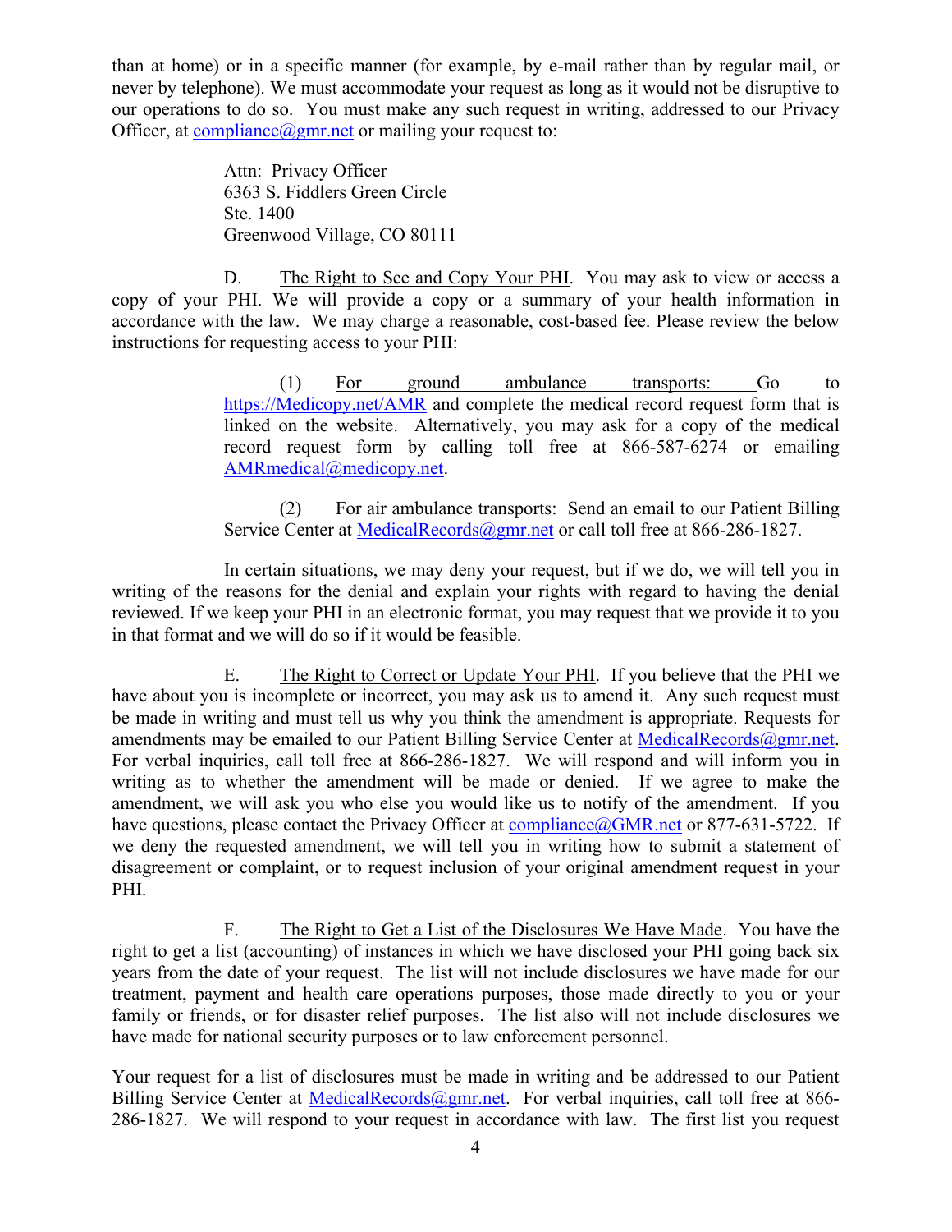than at home) or in a specific manner (for example, by e-mail rather than by regular mail, or never by telephone). We must accommodate your request as long as it would not be disruptive to our operations to do so. You must make any such request in writing, addressed to our Privacy Officer, at compliance@gmr.net or mailing your request to:

> Attn: Privacy Officer
> 6363 S. Fiddlers Green Circle
> Ste. 1400
> Greenwood Village, CO 80111

D. The Right to See and Copy Your PHI. You may ask to view or access a copy of your PHI. We will provide a copy or a summary of your health information in accordance with the law. We may charge a reasonable, cost-based fee. Please review the below instructions for requesting access to your PHI:

> (1) For ground ambulance transports: Go to https://Medicopy.net/AMR and complete the medical record request form that is linked on the website. Alternatively, you may ask for a copy of the medical record request form by calling toll free at 866-587-6274 or emailing AMRmedical@medicopy.net.
>
> (2) For air ambulance transports: Send an email to our Patient Billing Service Center at MedicalRecords@gmr.net or call toll free at 866-286-1827.

In certain situations, we may deny your request, but if we do, we will tell you in writing of the reasons for the denial and explain your rights with regard to having the denial reviewed. If we keep your PHI in an electronic format, you may request that we provide it to you in that format and we will do so if it would be feasible.

E. The Right to Correct or Update Your PHI. If you believe that the PHI we have about you is incomplete or incorrect, you may ask us to amend it. Any such request must be made in writing and must tell us why you think the amendment is appropriate. Requests for amendments may be emailed to our Patient Billing Service Center at MedicalRecords@gmr.net. For verbal inquiries, call toll free at 866-286-1827. We will respond and will inform you in writing as to whether the amendment will be made or denied. If we agree to make the amendment, we will ask you who else you would like us to notify of the amendment. If you have questions, please contact the Privacy Officer at compliance@GMR.net or 877-631-5722. If we deny the requested amendment, we will tell you in writing how to submit a statement of disagreement or complaint, or to request inclusion of your original amendment request in your PHI.

F. The Right to Get a List of the Disclosures We Have Made. You have the right to get a list (accounting) of instances in which we have disclosed your PHI going back six years from the date of your request. The list will not include disclosures we have made for our treatment, payment and health care operations purposes, those made directly to you or your family or friends, or for disaster relief purposes. The list also will not include disclosures we have made for national security purposes or to law enforcement personnel.

Your request for a list of disclosures must be made in writing and be addressed to our Patient Billing Service Center at MedicalRecords@gmr.net. For verbal inquiries, call toll free at 866-286-1827. We will respond to your request in accordance with law. The first list you request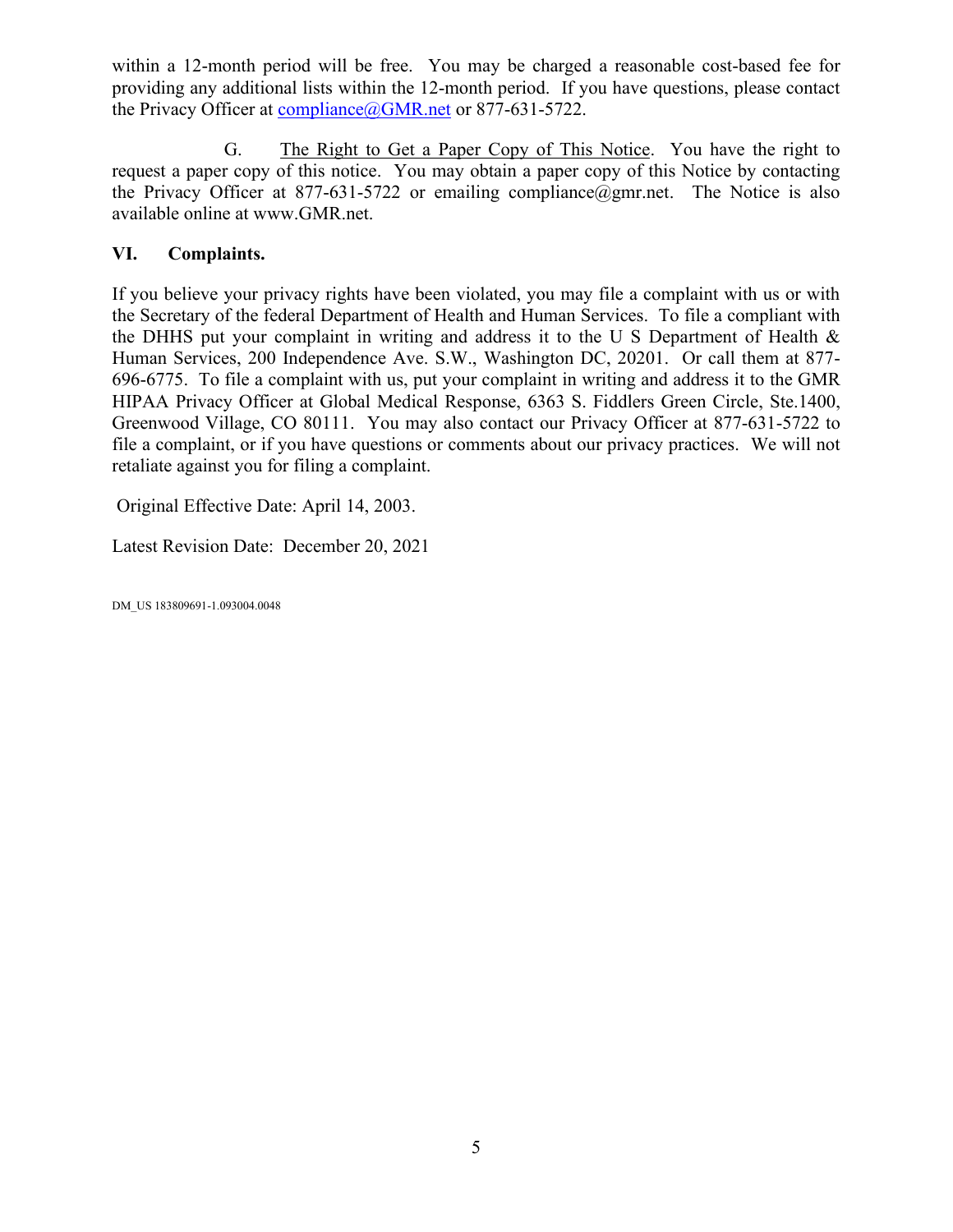within a 12-month period will be free. You may be charged a reasonable cost-based fee for providing any additional lists within the 12-month period. If you have questions, please contact the Privacy Officer at compliance@GMR.net or 877-631-5722.

G. The Right to Get a Paper Copy of This Notice. You have the right to request a paper copy of this notice. You may obtain a paper copy of this Notice by contacting the Privacy Officer at 877-631-5722 or emailing compliance@gmr.net. The Notice is also available online at www.GMR.net.

## VI. Complaints.

If you believe your privacy rights have been violated, you may file a complaint with us or with the Secretary of the federal Department of Health and Human Services. To file a compliant with the DHHS put your complaint in writing and address it to the U S Department of Health & Human Services, 200 Independence Ave. S.W., Washington DC, 20201. Or call them at 877-696-6775. To file a complaint with us, put your complaint in writing and address it to the GMR HIPAA Privacy Officer at Global Medical Response, 6363 S. Fiddlers Green Circle, Ste.1400, Greenwood Village, CO 80111. You may also contact our Privacy Officer at 877-631-5722 to file a complaint, or if you have questions or comments about our privacy practices. We will not retaliate against you for filing a complaint.

Original Effective Date: April 14, 2003.

Latest Revision Date: December 20, 2021

DM_US 183809691-1.093004.0048